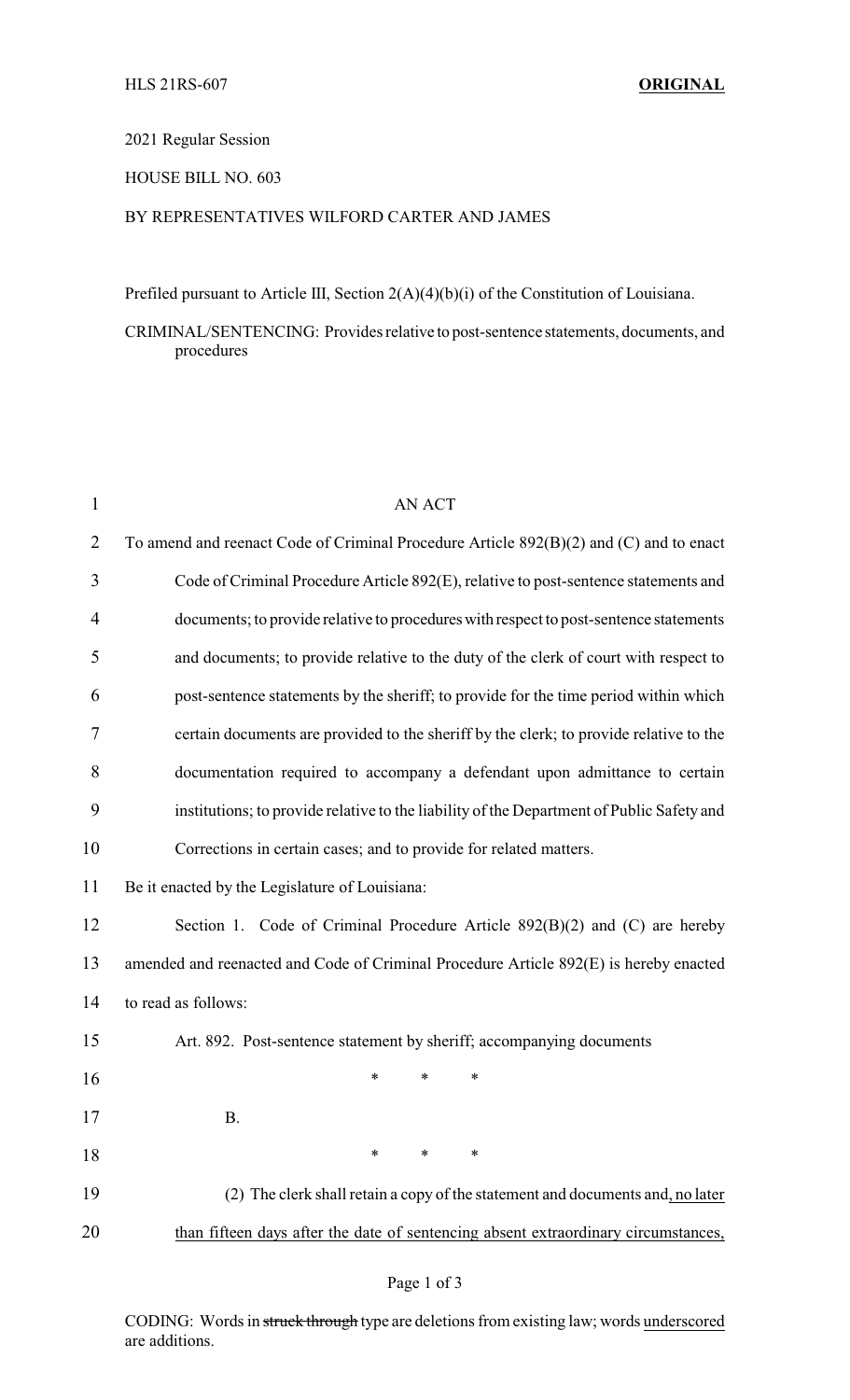HLS 21RS-607 **ORIGINAL**

2021 Regular Session

HOUSE BILL NO. 603

BY REPRESENTATIVES WILFORD CARTER AND JAMES

Prefiled pursuant to Article III, Section 2(A)(4)(b)(i) of the Constitution of Louisiana.

CRIMINAL/SENTENCING: Provides relative to post-sentence statements, documents, and procedures

AN ACT

To amend and reenact Code of Criminal Procedure Article 892(B)(2) and (C) and to enact Code of Criminal Procedure Article 892(E), relative to post-sentence statements and documents; to provide relative to procedures with respect to post-sentence statements and documents; to provide relative to the duty of the clerk of court with respect to post-sentence statements by the sheriff; to provide for the time period within which certain documents are provided to the sheriff by the clerk; to provide relative to the documentation required to accompany a defendant upon admittance to certain institutions; to provide relative to the liability of the Department of Public Safety and Corrections in certain cases; and to provide for related matters.

Be it enacted by the Legislature of Louisiana:

Section 1. Code of Criminal Procedure Article 892(B)(2) and (C) are hereby amended and reenacted and Code of Criminal Procedure Article 892(E) is hereby enacted to read as follows:

Art. 892. Post-sentence statement by sheriff; accompanying documents

\* \* \*

B.

\* \* \*

(2) The clerk shall retain a copy of the statement and documents and, <u>no later than fifteen days after the date of sentencing absent extraordinary circumstances,</u>

CODING: Words in ~~struck through~~ type are deletions from existing law; words <u>underscored</u> are additions.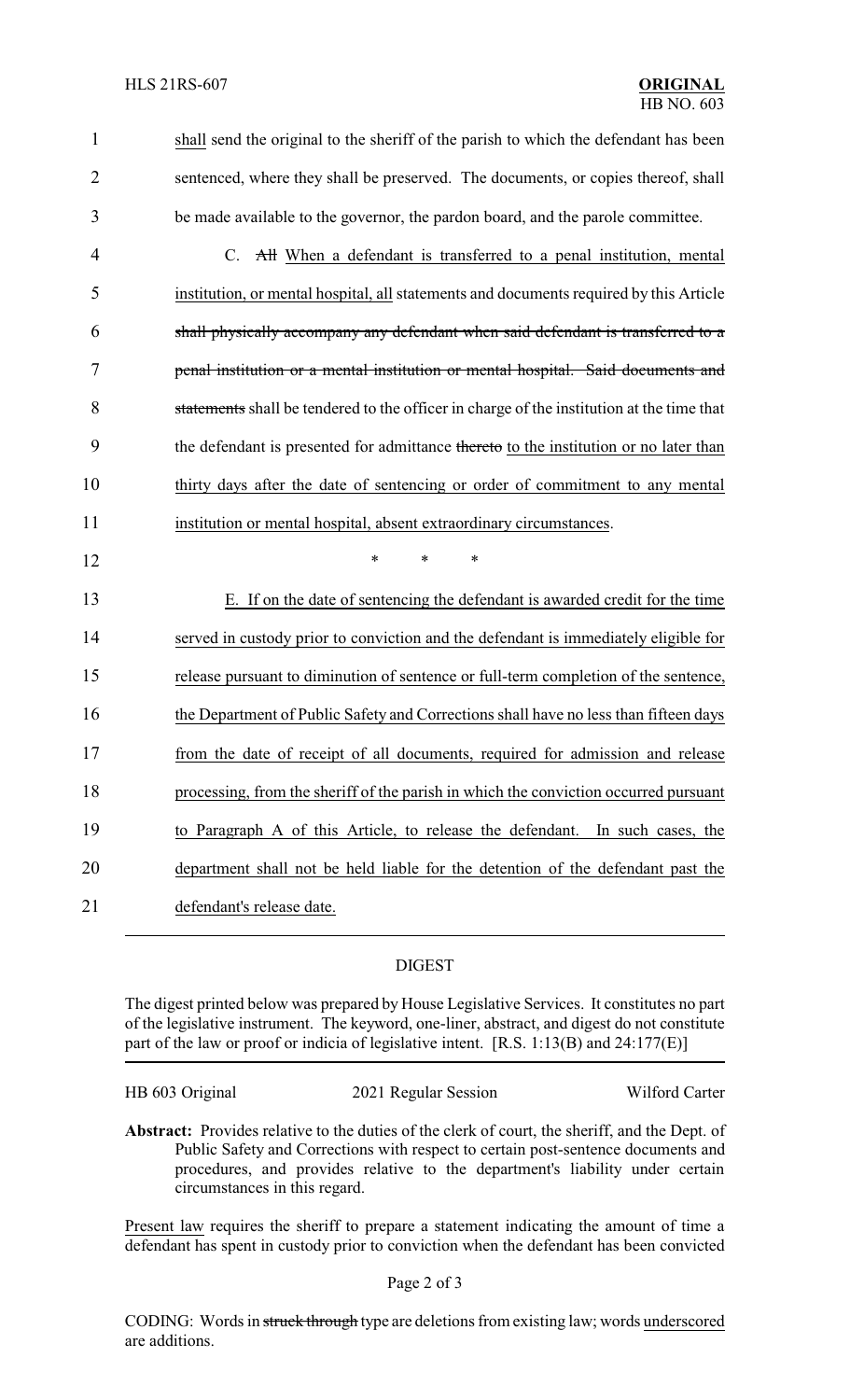shall send the original to the sheriff of the parish to which the defendant has been sentenced, where they shall be preserved. The documents, or copies thereof, shall be made available to the governor, the pardon board, and the parole committee.

C. ~~All~~ When a defendant is transferred to a penal institution, mental institution, or mental hospital, all statements and documents required by this Article ~~shall physically accompany any defendant when said defendant is transferred to a penal institution or a mental institution or mental hospital. Said documents and statements~~ shall be tendered to the officer in charge of the institution at the time that the defendant is presented for admittance ~~thereto~~ to the institution or no later than thirty days after the date of sentencing or order of commitment to any mental institution or mental hospital, absent extraordinary circumstances.

\* \* \*

E. If on the date of sentencing the defendant is awarded credit for the time served in custody prior to conviction and the defendant is immediately eligible for release pursuant to diminution of sentence or full-term completion of the sentence, the Department of Public Safety and Corrections shall have no less than fifteen days from the date of receipt of all documents, required for admission and release processing, from the sheriff of the parish in which the conviction occurred pursuant to Paragraph A of this Article, to release the defendant. In such cases, the department shall not be held liable for the detention of the defendant past the defendant's release date.

## DIGEST

The digest printed below was prepared by House Legislative Services. It constitutes no part of the legislative instrument. The keyword, one-liner, abstract, and digest do not constitute part of the law or proof or indicia of legislative intent. [R.S. 1:13(B) and 24:177(E)]

HB 603 Original — 2021 Regular Session — Wilford Carter

**Abstract:** Provides relative to the duties of the clerk of court, the sheriff, and the Dept. of Public Safety and Corrections with respect to certain post-sentence documents and procedures, and provides relative to the department's liability under certain circumstances in this regard.

Present law requires the sheriff to prepare a statement indicating the amount of time a defendant has spent in custody prior to conviction when the defendant has been convicted

CODING: Words in ~~struck through~~ type are deletions from existing law; words underscored are additions.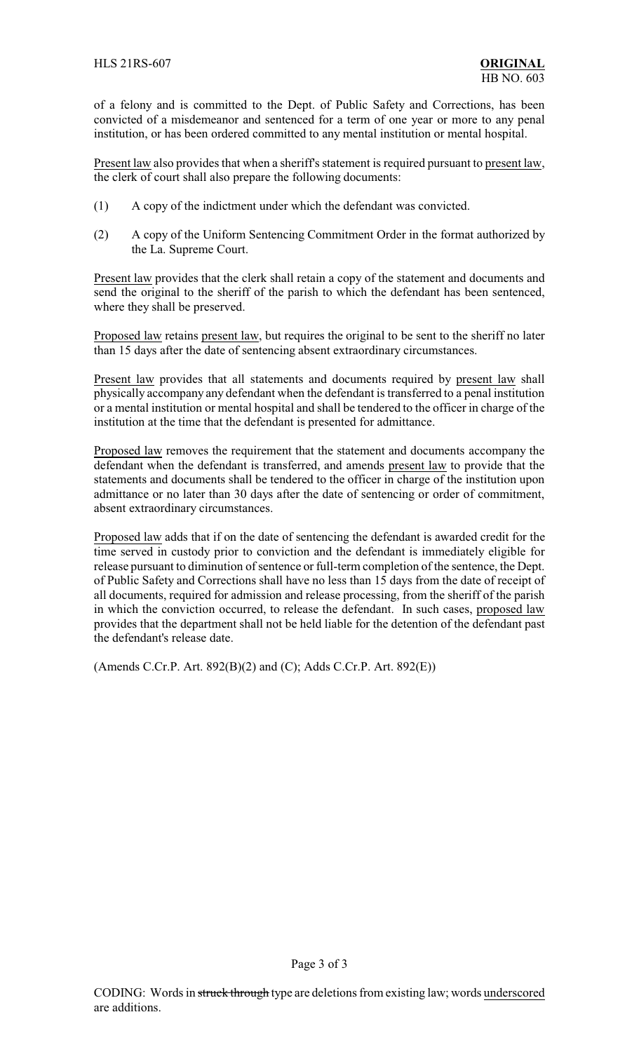of a felony and is committed to the Dept. of Public Safety and Corrections, has been convicted of a misdemeanor and sentenced for a term of one year or more to any penal institution, or has been ordered committed to any mental institution or mental hospital.

Present law also provides that when a sheriff's statement is required pursuant to present law, the clerk of court shall also prepare the following documents:

(1) A copy of the indictment under which the defendant was convicted.

(2) A copy of the Uniform Sentencing Commitment Order in the format authorized by the La. Supreme Court.

Present law provides that the clerk shall retain a copy of the statement and documents and send the original to the sheriff of the parish to which the defendant has been sentenced, where they shall be preserved.

Proposed law retains present law, but requires the original to be sent to the sheriff no later than 15 days after the date of sentencing absent extraordinary circumstances.

Present law provides that all statements and documents required by present law shall physically accompany any defendant when the defendant is transferred to a penal institution or a mental institution or mental hospital and shall be tendered to the officer in charge of the institution at the time that the defendant is presented for admittance.

Proposed law removes the requirement that the statement and documents accompany the defendant when the defendant is transferred, and amends present law to provide that the statements and documents shall be tendered to the officer in charge of the institution upon admittance or no later than 30 days after the date of sentencing or order of commitment, absent extraordinary circumstances.

Proposed law adds that if on the date of sentencing the defendant is awarded credit for the time served in custody prior to conviction and the defendant is immediately eligible for release pursuant to diminution of sentence or full-term completion of the sentence, the Dept. of Public Safety and Corrections shall have no less than 15 days from the date of receipt of all documents, required for admission and release processing, from the sheriff of the parish in which the conviction occurred, to release the defendant. In such cases, proposed law provides that the department shall not be held liable for the detention of the defendant past the defendant's release date.

(Amends C.Cr.P. Art. 892(B)(2) and (C); Adds C.Cr.P. Art. 892(E))